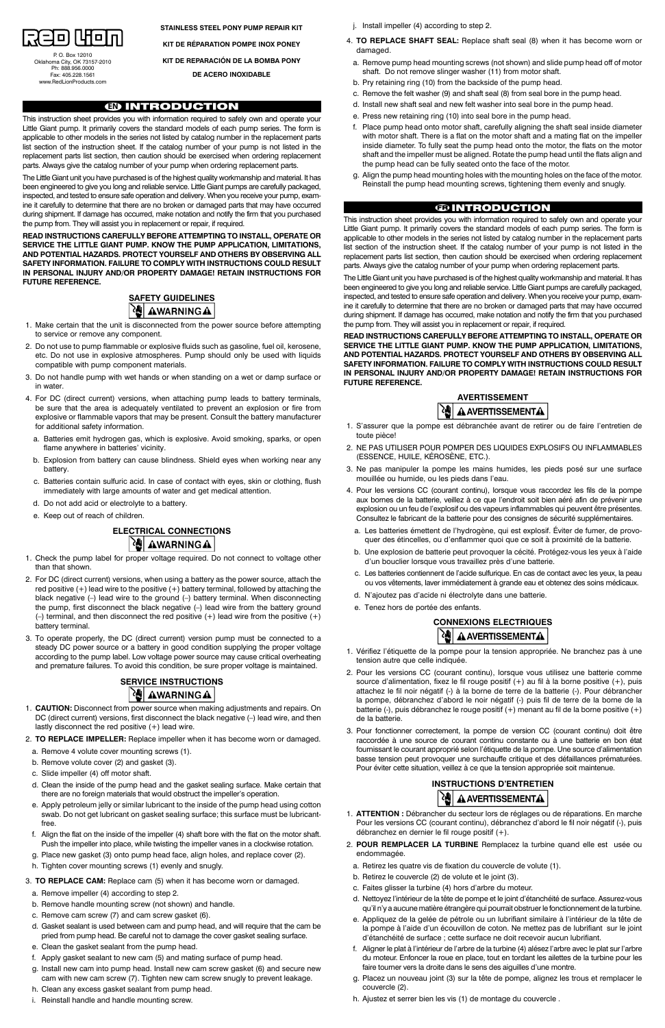# RED LION

P. O. Box 12010
Oklahoma City, OK 73157-2010
Ph: 888.956.0000
Fax: 405.228.1561
www.RedLionProducts.com

**STAINLESS STEEL PONY PUMP REPAIR KIT**

**KIT DE RÉPARATION POMPE INOX PONEY**

**KIT DE REPARACIÓN DE LA BOMBA PONY DE ACERO INOXIDABLE**

## EN INTRODUCTION

This instruction sheet provides you with information required to safely own and operate your Little Giant pump. It primarily covers the standard models of each pump series. The form is applicable to other models in the series not listed by catalog number in the replacement parts list section of the instruction sheet. If the catalog number of your pump is not listed in the replacement parts list section, then caution should be exercised when ordering replacement parts. Always give the catalog number of your pump when ordering replacement parts.

The Little Giant unit you have purchased is of the highest quality workmanship and material. It has been engineered to give you long and reliable service. Little Giant pumps are carefully packaged, inspected, and tested to ensure safe operation and delivery. When you receive your pump, examine it carefully to determine that there are no broken or damaged parts that may have occurred during shipment. If damage has occurred, make notation and notify the firm that you purchased the pump from. They will assist you in replacement or repair, if required.

**READ INSTRUCTIONS CAREFULLY BEFORE ATTEMPTING TO INSTALL, OPERATE OR SERVICE THE LITTLE GIANT PUMP. KNOW THE PUMP APPLICATION, LIMITATIONS, AND POTENTIAL HAZARDS. PROTECT YOURSELF AND OTHERS BY OBSERVING ALL SAFETY INFORMATION. FAILURE TO COMPLY WITH INSTRUCTIONS COULD RESULT IN PERSONAL INJURY AND/OR PROPERTY DAMAGE! RETAIN INSTRUCTIONS FOR FUTURE REFERENCE.**

### SAFETY GUIDELINES

**⚠WARNING⚠**

1. Make certain that the unit is disconnected from the power source before attempting to service or remove any component.
2. Do not use to pump flammable or explosive fluids such as gasoline, fuel oil, kerosene, etc. Do not use in explosive atmospheres. Pump should only be used with liquids compatible with pump component materials.
3. Do not handle pump with wet hands or when standing on a wet or damp surface or in water.
4. For DC (direct current) versions, when attaching pump leads to battery terminals, be sure that the area is adequately ventilated to prevent an explosion or fire from explosive or flammable vapors that may be present. Consult the battery manufacturer for additional safety information.
   a. Batteries emit hydrogen gas, which is explosive. Avoid smoking, sparks, or open flame anywhere in batteries' vicinity.
   b. Explosion from battery can cause blindness. Shield eyes when working near any battery.
   c. Batteries contain sulfuric acid. In case of contact with eyes, skin or clothing, flush immediately with large amounts of water and get medical attention.
   d. Do not add acid or electrolyte to a battery.
   e. Keep out of reach of children.

### ELECTRICAL CONNECTIONS

**⚠WARNING⚠**

1. Check the pump label for proper voltage required. Do not connect to voltage other than that shown.
2. For DC (direct current) versions, when using a battery as the power source, attach the red positive (+) lead wire to the positive (+) battery terminal, followed by attaching the black negative (–) lead wire to the ground (–) battery terminal. When disconnecting the pump, first disconnect the black negative (–) lead wire from the battery ground (–) terminal, and then disconnect the red positive (+) lead wire from the positive (+) battery terminal.
3. To operate properly, the DC (direct current) version pump must be connected to a steady DC power source or a battery in good condition supplying the proper voltage according to the pump label. Low voltage power source may cause critical overheating and premature failures. To avoid this condition, be sure proper voltage is maintained.

### SERVICE INSTRUCTIONS

**⚠WARNING⚠**

1. **CAUTION:** Disconnect from power source when making adjustments and repairs. On DC (direct current) versions, first disconnect the black negative (–) lead wire, and then lastly disconnect the red positive (+) lead wire.
2. **TO REPLACE IMPELLER:** Replace impeller when it has become worn or damaged.
   a. Remove 4 volute cover mounting screws (1).
   b. Remove volute cover (2) and gasket (3).
   c. Slide impeller (4) off motor shaft.
   d. Clean the inside of the pump head and the gasket sealing surface. Make certain that there are no foreign materials that would obstruct the impeller's operation.
   e. Apply petroleum jelly or similar lubricant to the inside of the pump head using cotton swab. Do not get lubricant on gasket sealing surface; this surface must be lubricant-free.
   f. Align the flat on the inside of the impeller (4) shaft bore with the flat on the motor shaft. Push the impeller into place, while twisting the impeller vanes in a clockwise rotation.
   g. Place new gasket (3) onto pump head face, align holes, and replace cover (2).
   h. Tighten cover mounting screws (1) evenly and snugly.
3. **TO REPLACE CAM:** Replace cam (5) when it has become worn or damaged.
   a. Remove impeller (4) according to step 2.
   b. Remove handle mounting screw (not shown) and handle.
   c. Remove cam screw (7) and cam screw gasket (6).
   d. Gasket sealant is used between cam and pump head, and will require that the cam be pried from pump head. Be careful not to damage the cover gasket sealing surface.
   e. Clean the gasket sealant from the pump head.
   f. Apply gasket sealant to new cam (5) and mating surface of pump head.
   g. Install new cam into pump head. Install new cam screw gasket (6) and secure new cam with new cam screw (7). Tighten new cam screw snugly to prevent leakage.
   h. Clean any excess gasket sealant from pump head.
   i. Reinstall handle and handle mounting screw.
   j. Install impeller (4) according to step 2.
4. **TO REPLACE SHAFT SEAL:** Replace shaft seal (8) when it has become worn or damaged.
   a. Remove pump head mounting screws (not shown) and slide pump head off of motor shaft. Do not remove slinger washer (11) from motor shaft.
   b. Pry retaining ring (10) from the backside of the pump head.
   c. Remove the felt washer (9) and shaft seal (8) from seal bore in the pump head.
   d. Install new shaft seal and new felt washer into seal bore in the pump head.
   e. Press new retaining ring (10) into seal bore in the pump head.
   f. Place pump head onto motor shaft, carefully aligning the shaft seal inside diameter with motor shaft. There is a flat on the motor shaft and a mating flat on the impeller inside diameter. To fully seat the pump head onto the motor, the flats on the motor shaft and the impeller must be aligned. Rotate the pump head until the flats align and the pump head can be fully seated onto the face of the motor.
   g. Align the pump head mounting holes with the mounting holes on the face of the motor. Reinstall the pump head mounting screws, tightening them evenly and snugly.

## FR INTRODUCTION

This instruction sheet provides you with information required to safely own and operate your Little Giant pump. It primarily covers the standard models of each pump series. The form is applicable to other models in the series not listed by catalog number in the replacement parts list section of the instruction sheet. If the catalog number of your pump is not listed in the replacement parts list section, then caution should be exercised when ordering replacement parts. Always give the catalog number of your pump when ordering replacement parts.

The Little Giant unit you have purchased is of the highest quality workmanship and material. It has been engineered to give you long and reliable service. Little Giant pumps are carefully packaged, inspected, and tested to ensure safe operation and delivery. When you receive your pump, examine it carefully to determine that there are no broken or damaged parts that may have occurred during shipment. If damage has occurred, make notation and notify the firm that you purchased the pump from. They will assist you in replacement or repair, if required.

**READ INSTRUCTIONS CAREFULLY BEFORE ATTEMPTING TO INSTALL, OPERATE OR SERVICE THE LITTLE GIANT PUMP. KNOW THE PUMP APPLICATION, LIMITATIONS, AND POTENTIAL HAZARDS. PROTECT YOURSELF AND OTHERS BY OBSERVING ALL SAFETY INFORMATION. FAILURE TO COMPLY WITH INSTRUCTIONS COULD RESULT IN PERSONAL INJURY AND/OR PROPERTY DAMAGE! RETAIN INSTRUCTIONS FOR FUTURE REFERENCE.**

### AVERTISSEMENT

**⚠AVERTISSEMENT⚠**

1. S'assurer que la pompe est débranchée avant de retirer ou de faire l'entretien de toute pièce!
2. NE PAS UTILISER POUR POMPER DES LIQUIDES EXPLOSIFS OU INFLAMMABLES (ESSENCE, HUILE, KÉROSÈNE, ETC.).
3. Ne pas manipuler la pompe les mains humides, les pieds posé sur une surface mouillée ou humide, ou les pieds dans l'eau.
4. Pour les versions CC (courant continu), lorsque vous raccordez les fils de la pompe aux bornes de la batterie, veillez à ce que l'endroit soit bien aéré afin de prévenir une explosion ou un feu de l'explosif ou des vapeurs inflammables qui peuvent être présentes. Consultez le fabricant de la batterie pour des consignes de sécurité supplémentaires.
   a. Les batteries émettent de l'hydrogène, qui est explosif. Éviter de fumer, de provoquer des étincelles, ou d'enflammer quoi que ce soit à proximité de la batterie.
   b. Une explosion de batterie peut provoquer la cécité. Protégez-vous les yeux à l'aide d'un bouclier lorsque vous travaillez près d'une batterie.
   c. Les batteries contiennent de l'acide sulfurique. En cas de contact avec les yeux, la peau ou vos vêtements, laver immédiatement à grande eau et obtenez des soins médicaux.
   d. N'ajoutez pas d'acide ni électrolyte dans une batterie.
   e. Tenez hors de portée des enfants.

### CONNEXIONS ELECTRIQUES

**⚠AVERTISSEMENT⚠**

1. Vérifiez l'étiquette de la pompe pour la tension appropriée. Ne branchez pas à une tension autre que celle indiquée.
2. Pour les versions CC (courant continu), lorsque vous utilisez une batterie comme source d'alimentation, fixez le fil rouge positif (+) au fil à la borne positive (+), puis attachez le fil noir négatif (-) à la borne de terre de la batterie (-). Pour débrancher la pompe, débranchez d'abord le noir négatif (-) puis fil de terre de la borne de la batterie (-), puis débranchez le rouge positif (+) menant au fil de la borne positive (+) de la batterie.
3. Pour fonctionner correctement, la pompe de version CC (courant continu) doit être raccordée à une source de courant continu constante ou à une batterie en bon état fournissant le courant approprié selon l'étiquette de la pompe. Une source d'alimentation basse tension peut provoquer une surchauffe critique et des défaillances prématurées. Pour éviter cette situation, veillez à ce que la tension appropriée soit maintenue.

### INSTRUCTIONS D'ENTRETIEN

**⚠AVERTISSEMENT⚠**

1. **ATTENTION :** Débrancher du secteur lors de réglages ou de réparations. En marche Pour les versions CC (courant continu), débranchez d'abord le fil noir négatif (-), puis débranchez en dernier le fil rouge positif (+).
2. **POUR REMPLACER LA TURBINE** Remplacez la turbine quand elle est usée ou endommagée.
   a. Retirez les quatre vis de fixation du couvercle de volute (1).
   b. Retirez le couvercle (2) de volute et le joint (3).
   c. Faites glisser la turbine (4) hors d'arbre du moteur.
   d. Nettoyez l'intérieur de la tête de pompe et le joint d'étanchéité de surface. Assurez-vous qu'il n'y a aucune matière étrangère qui pourrait obstruer le fonctionnement de la turbine.
   e. Appliquez de la gelée de pétrole ou un lubrifiant similaire à l'intérieur de la tête de la pompe à l'aide d'un écouvillon de coton. Ne mettez pas de lubrifiant sur le joint d'étanchéité de surface ; cette surface ne doit recevoir aucun lubrifiant.
   f. Aligner le plat à l'intérieur de l'arbre de la turbine (4) alésez l'arbre avec le plat sur l'arbre du moteur. Enfoncer la roue en place, tout en tordant les ailettes de la turbine pour les faire tourner vers la droite dans le sens des aiguilles d'une montre.
   g. Placez un nouveau joint (3) sur la tête de pompe, alignez les trous et remplacer le couvercle (2).
   h. Ajustez et serrer bien les vis (1) de montage du couvercle .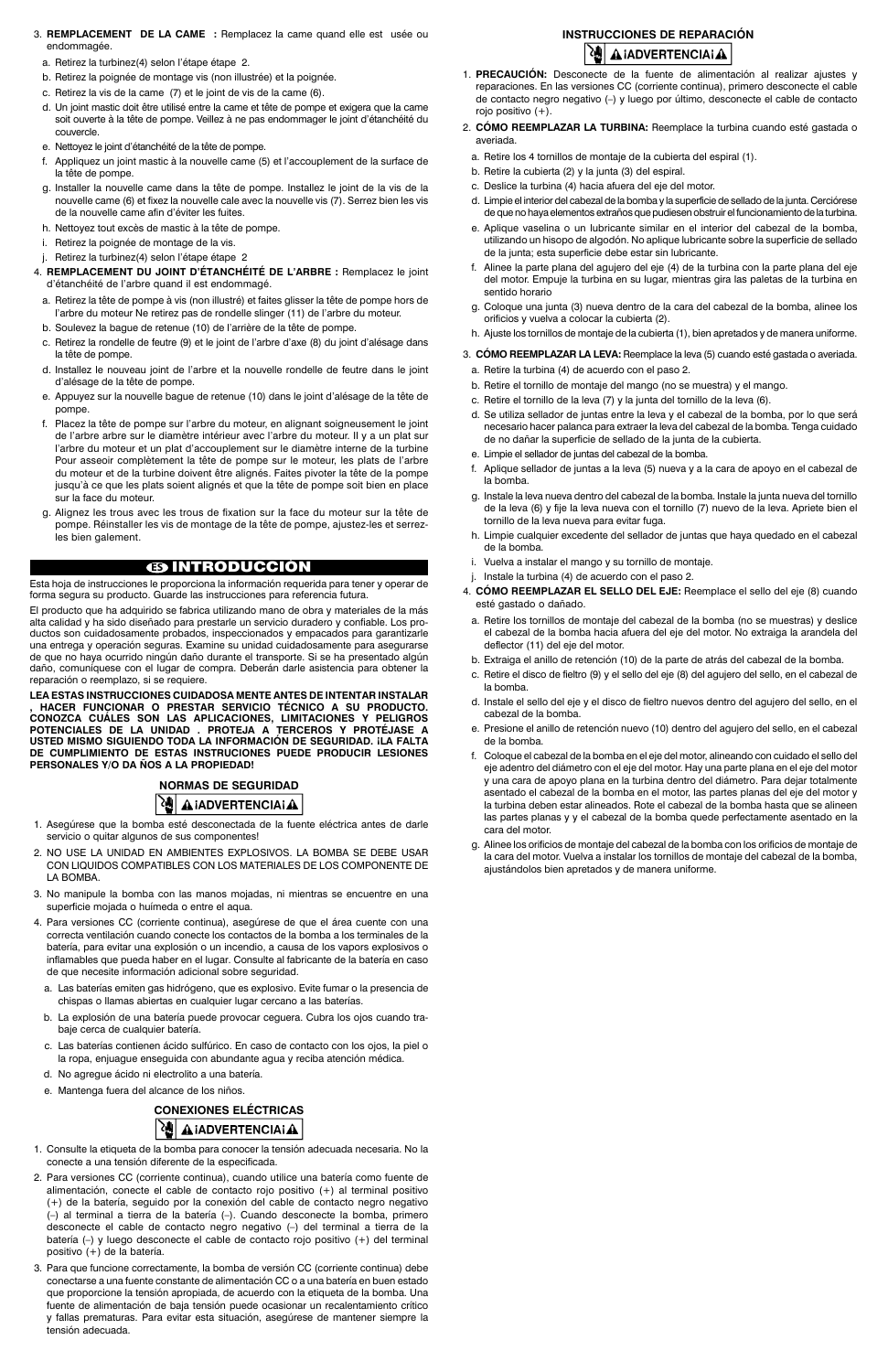3. **REMPLACEMENT DE LA CAME :** Remplacez la came quand elle est usée ou endommagée.

   a. Retirez la turbinez(4) selon l'étape étape 2.

   b. Retirez la poignée de montage vis (non illustrée) et la poignée.

   c. Retirez la vis de la came (7) et le joint de vis de la came (6).

   d. Un joint mastic doit être utilisé entre la came et tête de pompe et exigera que la came soit ouverte à la tête de pompe. Veillez à ne pas endommager le joint d'étanchéité du couvercle.

   e. Nettoyez le joint d'étanchéité de la tête de pompe.

   f. Appliquez un joint mastic à la nouvelle came (5) et l'accouplement de la surface de la tête de pompe.

   g. Installer la nouvelle came dans la tête de pompe. Installez le joint de la vis de la nouvelle came (6) et fixez la nouvelle cale avec la nouvelle vis (7). Serrez bien les vis de la nouvelle came afin d'éviter les fuites.

   h. Nettoyez tout excès de mastic à la tête de pompe.

   i. Retirez la poignée de montage de la vis.

   j. Retirez la turbinez(4) selon l'étape étape 2

4. **REMPLACEMENT DU JOINT D'ÉTANCHÉITÉ DE L'ARBRE :** Remplacez le joint d'étanchéité de l'arbre quand il est endommagé.

   a. Retirez la tête de pompe à vis (non illustré) et faites glisser la tête de pompe hors de l'arbre du moteur Ne retirez pas de rondelle slinger (11) de l'arbre du moteur.

   b. Soulevez la bague de retenue (10) de l'arrière de la tête de pompe.

   c. Retirez la rondelle de feutre (9) et le joint de l'arbre d'axe (8) du joint d'alésage dans la tête de pompe.

   d. Installez le nouveau joint de l'arbre et la nouvelle rondelle de feutre dans le joint d'alésage de la tête de pompe.

   e. Appuyez sur la nouvelle bague de retenue (10) dans le joint d'alésage de la tête de pompe.

   f. Placez la tête de pompe sur l'arbre du moteur, en alignant soigneusement le joint de l'arbre arbre sur le diamètre intérieur avec l'arbre du moteur. Il y a un plat sur l'arbre du moteur et un plat d'accouplement sur le diamètre interne de la turbine Pour asseoir complètement la tête de pompe sur le moteur, les plats de l'arbre du moteur et de la turbine doivent être alignés. Faites pivoter la tête de la pompe jusqu'à ce que les plats soient alignés et que la tête de pompe soit bien en place sur la face du moteur.

   g. Alignez les trous avec les trous de fixation sur la face du moteur sur la tête de pompe. Réinstaller les vis de montage de la tête de pompe, ajustez-les et serrez-les bien galement.

## ES INTRODUCCION

Esta hoja de instrucciones le proporciona la información requerida para tener y operar de forma segura su producto. Guarde las instrucciones para referencia futura.

El producto que ha adquirido se fabrica utilizando mano de obra y materiales de la más alta calidad y ha sido diseñado para prestarle un servicio duradero y confiable. Los productos son cuidadosamente probados, inspeccionados y empacados para garantizarle una entrega y operación seguras. Examine su unidad cuidadosamente para asegurarse de que no haya ocurrido ningún daño durante el transporte. Si se ha presentado algún daño, comuníquese con el lugar de compra. Deberán darle asistencia para obtener la reparación o reemplazo, si se requiere.

**LEA ESTAS INSTRUCCIONES CUIDADOSA MENTE ANTES DE INTENTAR INSTALAR , HACER FUNCIONAR O PRESTAR SERVICIO TÉCNICO A SU PRODUCTO. CONOZCA CUÁLES SON LAS APLICACIONES, LIMITACIONES Y PELIGROS POTENCIALES DE LA UNIDAD . PROTEJA A TERCEROS Y PROTÉJASE A USTED MISMO SIGUIENDO TODA LA INFORMACIÓN DE SEGURIDAD. ¡LA FALTA DE CUMPLIMIENTO DE ESTAS INSTRUCCIONES PUEDE PRODUCIR LESIONES PERSONALES Y/O DA ÑOS A LA PROPIEDAD!**

### NORMAS DE SEGURIDAD

**¡ADVERTENCIA¡**

1. Asegúrese que la bomba esté desconectada de la fuente eléctrica antes de darle servicio o quitar algunos de sus componentes!

2. NO USE LA UNIDAD EN AMBIENTES EXPLOSIVOS. LA BOMBA SE DEBE USAR CON LIQUIDOS COMPATIBLES CON LOS MATERIALES DE LOS COMPONENTE DE LA BOMBA.

3. No manipule la bomba con las manos mojadas, ni mientras se encuentre en una superficie mojada o húimeda o entre el aqua.

4. Para versiones CC (corriente continua), asegúrese de que el área cuente con una correcta ventilación cuando conecte los contactos de la bomba a los terminales de la batería, para evitar una explosión o un incendio, a causa de los vapores explosivos o inflamables que pueda haber en el lugar. Consulte al fabricante de la batería en caso de que necesite información adicional sobre seguridad.

   a. Las baterías emiten gas hidrógeno, que es explosivo. Evite fumar o la presencia de chispas o llamas abiertas en cualquier lugar cercano a las baterías.

   b. La explosión de una batería puede provocar ceguera. Cubra los ojos cuando trabaje cerca de cualquier batería.

   c. Las baterías contienen ácido sulfúrico. En caso de contacto con los ojos, la piel o la ropa, enjuague enseguida con abundante agua y reciba atención médica.

   d. No agregue ácido ni electrolito a una batería.

   e. Mantenga fuera del alcance de los niños.

### CONEXIONES ELÉCTRICAS

**¡ADVERTENCIA¡**

1. Consulte la etiqueta de la bomba para conocer la tensión adecuada necesaria. No la conecte a una tensión diferente de la especificada.

2. Para versiones CC (corriente continua), cuando utilice una batería como fuente de alimentación, conecte el cable de contacto rojo positivo (+) al terminal positivo (+) de la batería, seguido por la conexión del cable de contacto negro negativo (–) al terminal a tierra de la batería (–). Cuando desconecte la bomba, primero desconecte el cable de contacto negro negativo (–) del terminal a tierra de la batería (–) y luego desconecte el cable de contacto rojo positivo (+) del terminal positivo (+) de la batería.

3. Para que funcione correctamente, la bomba de versión CC (corriente continua) debe conectarse a una fuente constante de alimentación CC o a una batería en buen estado que proporcione la tensión apropiada, de acuerdo con la etiqueta de la bomba. Una fuente de alimentación de baja tensión puede ocasionar un recalentamiento crítico y fallas prematuras. Para evitar esta situación, asegúrese de mantener siempre la tensión adecuada.

### INSTRUCCIONES DE REPARACIÓN

**¡ADVERTENCIA¡**

1. **PRECAUCIÓN:** Desconecte de la fuente de alimentación al realizar ajustes y reparaciones. En las versiones CC (corriente continua), primero desconecte el cable de contacto negro negativo (–) y luego por último, desconecte el cable de contacto rojo positivo (+).

2. **CÓMO REEMPLAZAR LA TURBINA:** Reemplace la turbina cuando esté gastada o averiada.

   a. Retire los 4 tornillos de montaje de la cubierta del espiral (1).

   b. Retire la cubierta (2) y la junta (3) del espiral.

   c. Deslice la turbina (4) hacia afuera del eje del motor.

   d. Limpie el interior del cabezal de la bomba y la superficie de sellado de la junta. Cerciórese de que no haya elementos extraños que pudiesen obstruir el funcionamiento de la turbina.

   e. Aplique vaselina o un lubricante similar en el interior del cabezal de la bomba, utilizando un hisopo de algodón. No aplique lubricante sobre la superficie de sellado de la junta; esta superficie debe estar sin lubricante.

   f. Alinee la parte plana del agujero del eje (4) de la turbina con la parte plana del eje del motor. Empuje la turbina en su lugar, mientras gira las paletas de la turbina en sentido horario

   g. Coloque una junta (3) nueva dentro de la cara del cabezal de la bomba, alinee los orificios y vuelva a colocar la cubierta (2).

   h. Ajuste los tornillos de montaje de la cubierta (1), bien apretados y de manera uniforme.

3. **CÓMO REEMPLAZAR LA LEVA:** Reemplace la leva (5) cuando esté gastada o averiada.

   a. Retire la turbina (4) de acuerdo con el paso 2.

   b. Retire el tornillo de montaje del mango (no se muestra) y el mango.

   c. Retire el tornillo de la leva (7) y la junta del tornillo de la leva (6).

   d. Se utiliza sellador de juntas entre la leva y el cabezal de la bomba, por lo que será necesario hacer palanca para extraer la leva del cabezal de la bomba. Tenga cuidado de no dañar la superficie de sellado de la junta de la cubierta.

   e. Limpie el sellador de juntas del cabezal de la bomba.

   f. Aplique sellador de juntas a la leva (5) nueva y a la cara de apoyo en el cabezal de la bomba.

   g. Instale la leva nueva dentro del cabezal de la bomba. Instale la junta nueva del tornillo de la leva (6) y fije la leva nueva con el tornillo (7) nuevo de la leva. Apriete bien el tornillo de la leva nueva para evitar fuga.

   h. Limpie cualquier excedente del sellador de juntas que haya quedado en el cabezal de la bomba.

   i. Vuelva a instalar el mango y su tornillo de montaje.

   j. Instale la turbina (4) de acuerdo con el paso 2.

4. **CÓMO REEMPLAZAR EL SELLO DEL EJE:** Reemplace el sello del eje (8) cuando esté gastado o dañado.

   a. Retire los tornillos de montaje del cabezal de la bomba (no se muestran) y deslice el cabezal de la bomba hacia afuera del eje del motor. No extraiga la arandela del deflector (11) del eje del motor.

   b. Extraiga el anillo de retención (10) de la parte de atrás del cabezal de la bomba.

   c. Retire el disco de fieltro (9) y el sello del eje (8) del agujero del sello, en el cabezal de la bomba.

   d. Instale el sello del eje y el disco de fieltro nuevos dentro del agujero del sello, en el cabezal de la bomba.

   e. Presione el anillo de retención nuevo (10) dentro del agujero del sello, en el cabezal de la bomba.

   f. Coloque el cabezal de la bomba en el eje del motor, alineando con cuidado el sello del eje adentro del diámetro con el eje del motor. Hay una parte plana en el eje del motor y una cara de apoyo plana en la turbina dentro del diámetro. Para dejar totalmente asentado el cabezal de la bomba en el motor, las partes planas del eje del motor y la turbina deben estar alineados. Rote el cabezal de la bomba hasta que se alineen las partes planas y y el cabezal de la bomba quede perfectamente asentado en la cara del motor.

   g. Alinee los orificios de montaje del cabezal de la bomba con los orificios de montaje de la cara del motor. Vuelva a instalar los tornillos de montaje del cabezal de la bomba, ajustándolos bien apretados y de manera uniforme.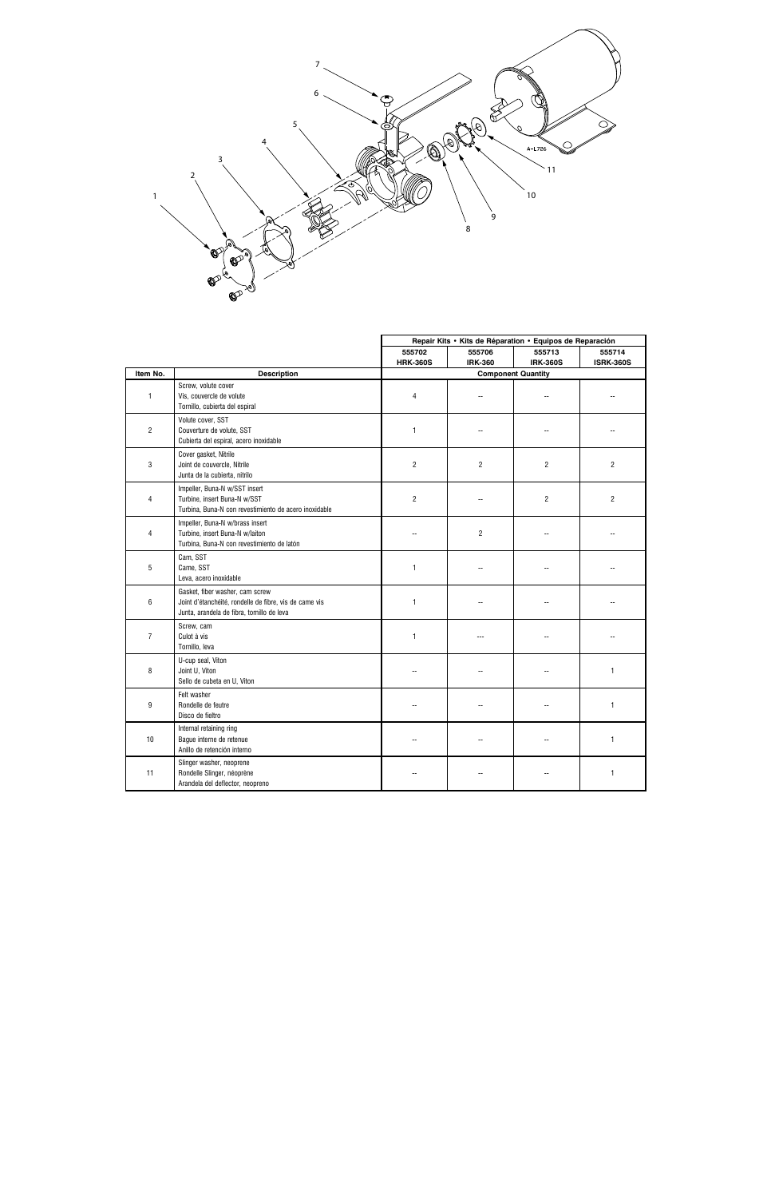| | | Repair Kits • Kits de Réparation • Equipos de Reparación | | | |
|---|---|---|---|---|---|
| | | 555702 HRK-360S | 555706 IRK-360 | 555713 IRK-360S | 555714 ISRK-360S |
| Item No. | Description | Component Quantity | | | |
| 1 | Screw, volute cover<br>Vis, couvercle de volute<br>Tornillo, cubierta del espiral | 4 | -- | -- | -- |
| 2 | Volute cover, SST<br>Couverture de volute, SST<br>Cubierta del espiral, acero inoxidable | 1 | -- | -- | -- |
| 3 | Cover gasket, Nitrile<br>Joint de couvercle, Nitrile<br>Junta de la cubierta, nitrilo | 2 | 2 | 2 | 2 |
| 4 | Impeller, Buna-N w/SST insert<br>Turbine, insert Buna-N w/SST<br>Turbina, Buna-N con revestimiento de acero inoxidable | 2 | -- | 2 | 2 |
| 4 | Impeller, Buna-N w/brass insert<br>Turbine, insert Buna-N w/laiton<br>Turbina, Buna-N con revestimiento de latón | -- | 2 | -- | -- |
| 5 | Cam, SST<br>Came, SST<br>Leva, acero inoxidable | 1 | -- | -- | -- |
| 6 | Gasket, fiber washer, cam screw<br>Joint d'étanchéité, rondelle de fibre, vis de came vis<br>Junta, arandela de fibra, tornillo de leva | 1 | -- | -- | -- |
| 7 | Screw, cam<br>Culot à vis<br>Tornillo, leva | 1 | --- | -- | -- |
| 8 | U-cup seal, Viton<br>Joint U, Viton<br>Sello de cubeta en U, Viton | -- | -- | -- | 1 |
| 9 | Felt washer<br>Rondelle de feutre<br>Disco de fieltro | -- | -- | -- | 1 |
| 10 | Internal retaining ring<br>Bague interne de retenue<br>Anillo de retención interno | -- | -- | -- | 1 |
| 11 | Slinger washer, neoprene<br>Rondelle Slinger, néoprène<br>Arandela del deflector, neopreno | -- | -- | -- | 1 |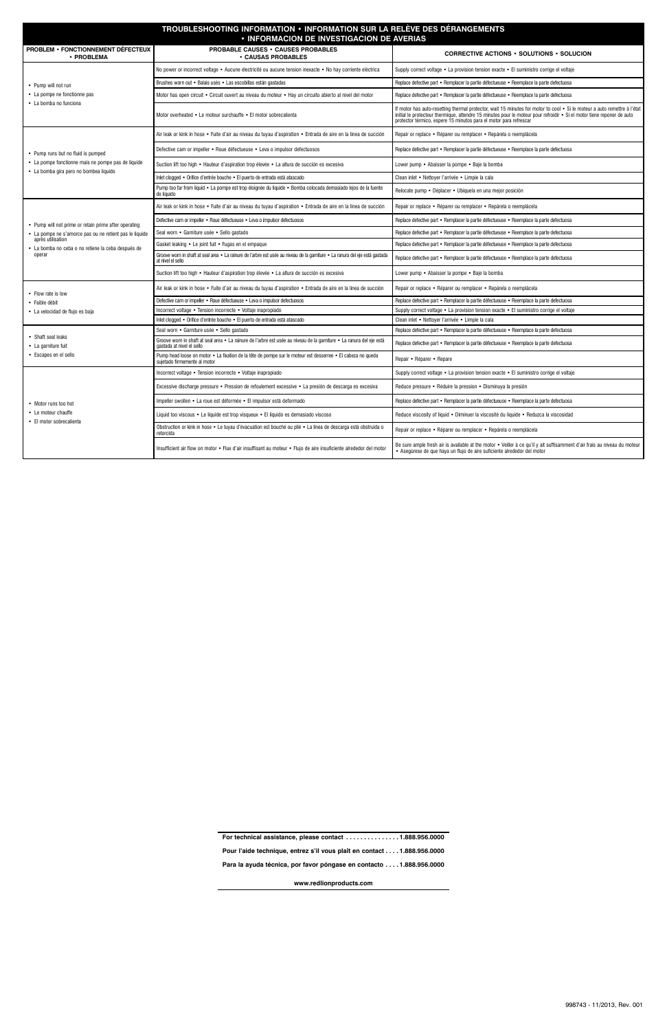## TROUBLESHOOTING INFORMATION • INFORMATION SUR LA RELÈVE DES DÉRANGEMENTS • INFORMACION DE INVESTIGACION DE AVERIAS

| PROBLEM • FONCTIONNEMENT DÉFECTEUX • PROBLEMA | PROBABLE CAUSES • CAUSES PROBABLES • CAUSAS PROBABLES | CORRECTIVE ACTIONS • SOLUTIONS • SOLUCION |
|---|---|---|
| • Pump will not run<br>• La pompe ne fonctionne pas<br>• La bomba no funciona | No power or incorrect voltage • Aucune électricité ou aucune tension inexacte • No hay corriente eléctrica | Supply correct voltage • La provision tension exacte • El suministro corrige el voltaje |
| | Brushes worn out • Balais usés • Las escobillas están gastadas | Replace defective part • Remplacer la partie défectueuse • Reemplace la parte defectuosa |
| | Motor has open circuit • Circuit ouvert au niveau du moteur • Hay un circuito abierto al nivel del motor | Replace defective part • Remplacer la partie défectueuse • Reemplace la parte defectuosa |
| | Motor overheated • Le moteur surchauffe • El motor sobrecalienta | If motor has auto-resetting thermal protector, wait 15 minutes for motor to cool • Si le moteur a auto remettre à l'état initial le protecteur thermique, attendre 15 minutes pour le moteur pour refroidir • Si el motor tiene reponer de auto protector térmico, espere 15 minutos para el motor para refrescar |
| • Pump runs but no fluid is pumped<br>• La pompe fonctionne mais ne pompe pas de liquide<br>• La bomba gira pero no bombea liquido | Air leak or kink in hose • Fuite d'air au niveau du tuyau d'aspiration • Entrada de aire en la linea de succión | Repair or replace • Réparer ou remplacer • Repárela o reemplácela |
| | Defective cam or impeller • Roue défectueuse • Leva o impulsor defectuosos | Replace defective part • Remplacer la partie défectueuse • Reemplace la parte defectuosa |
| | Suction lift too high • Hauteur d'aspiration trop élevée • La altura de succión es excesiva | Lower pump • Abaisser la pompe • Baje la bomba |
| | Inlet clogged • Orifice d'entrée bouché • El puerto de entrada está atascado | Clean inlet • Nettoyer l'arrivée • Limpie la cala |
| | Pump too far from liquid • La pompe est trop éloignée du liquide • Bomba colocada demasiado lejos de la fuente de liquido | Relocate pump • Déplacer • Ubíquela en una mejor posición |
| • Pump will not prime or retain prime after operating<br>• La pompe ne s'amorce pas ou ne retient pas le liquide après utilisation<br>• La bomba no ceba o no retiene la ceba después de operar | Air leak or kink in hose • Fuite d'air au niveau du tuyau d'aspiration • Entrada de aire en la linea de succión | Repair or replace • Réparer ou remplacer • Repárela o reemplácela |
| | Defective cam or impeller • Roue défectueuse • Leva o impulsor defectuosos | Replace defective part • Remplacer la partie défectueuse • Reemplace la parte defectuosa |
| | Seal worn • Garniture usée • Sello gastado | Replace defective part • Remplacer la partie défectueuse • Reemplace la parte defectuosa |
| | Gasket leaking • Le joint fuit • Fugas en el empaque | Replace defective part • Remplacer la partie défectueuse • Reemplace la parte defectuosa |
| | Groove worn in shaft at seal area • La rainure de l'arbre est usée au niveau de la garniture • La ranura del eje está gastada at nivel el sello | Replace defective part • Remplacer la partie défectueuse • Reemplace la parte defectuosa |
| | Suction lift too high • Hauteur d'aspiration trop élevée • La altura de succión es excesiva | Lower pump • Abaisser la pompe • Baje la bomba |
| • Flow rate is low<br>• Faible débit<br>• La velocidad de flujo es baja | Air leak or kink in hose • Fuite d'air au niveau du tuyau d'aspiration • Entrada de aire en la linea de succión | Repair or replace • Réparer ou remplacer • Repárela o reemplácela |
| | Defective cam or impeller • Roue défectueuse • Leva o impulsor defectuosos | Replace defective part • Remplacer la partie défectueuse • Reemplace la parte defectuosa |
| | Incorrect voltage • Tension incorrecte • Voltaje inapropiado | Supply correct voltage • La provision tension exacte • El suministro corrige el voltaje |
| | Inlet clogged • Orifice d'entrée bouché • El puerto de entrada está atascado | Clean inlet • Nettoyer l'arrivée • Limpie la cala |
| • Shaft seal leaks<br>• La garniture fuit<br>• Escapes en el sello | Seal worn • Garniture usée • Sello gastado | Replace defective part • Remplacer la partie défectueuse • Reemplace la parte defectuosa |
| | Groove worn in shaft at seal area • La rainure de l'arbre est usée au niveau de la garniture • La ranura del eje está gastada at nivel el sello | Replace defective part • Remplacer la partie défectueuse • Reemplace la parte defectuosa |
| | Pump head loose on motor • La fixation de la tête de pompe sur le moteur est desserrée • El cabeza no queda sujetado firmemente al motor | Repair • Réparer • Repare |
| • Motor runs too hot<br>• Le moteur chauffe<br>• El motor sobrecalienta | Incorrect voltage • Tension incorrecte • Voltaje inapropiado | Supply correct voltage • La provision tension exacte • El suministro corrige el voltaje |
| | Excessive discharge pressure • Pression de refoulement excessive • La presión de descarga es excesiva | Reduce pressure • Réduire la pression • Disminuya la presión |
| | Impeller swollen • La roue est déformée • El impulsor está deformado | Replace defective part • Remplacer la partie défectueuse • Reemplace la parte defectuosa |
| | Liquid too viscous • Le liquide est trop visqueux • El liquido es demasiado viscoso | Reduce viscosity of liquid • Diminuer la viscosité du liquide • Reduzca la viscosidad |
| | Obstruction or kink in hose • Le tuyau d'évacuation est bouché ou plié • La linea de descarga está obstruida o retorcida | Repair or replace • Réparer ou remplacer • Repárela o reemplácela |
| | Insufficient air flow on motor • Flux d'air insuffisant au moteur • Flujo de aire insuficiente alrededor del motor | Be sure ample fresh air is available at the motor • Veiller à ce qu'il y ait suffisamment d'air frais au niveau du moteur • Asegúrese de que haya un flujo de aire suficiente alrededor del motor |

**For technical assistance, please contact . . . . . . . . . . . . . . . 1.888.956.0000**

**Pour l'aide technique, entrez s'il vous plaît en contact . . . . 1.888.956.0000**

**Para la ayuda técnica, por favor póngase en contacto . . . . 1.888.956.0000**

**www.redlionproducts.com**

998743 - 11/2013, Rev. 001